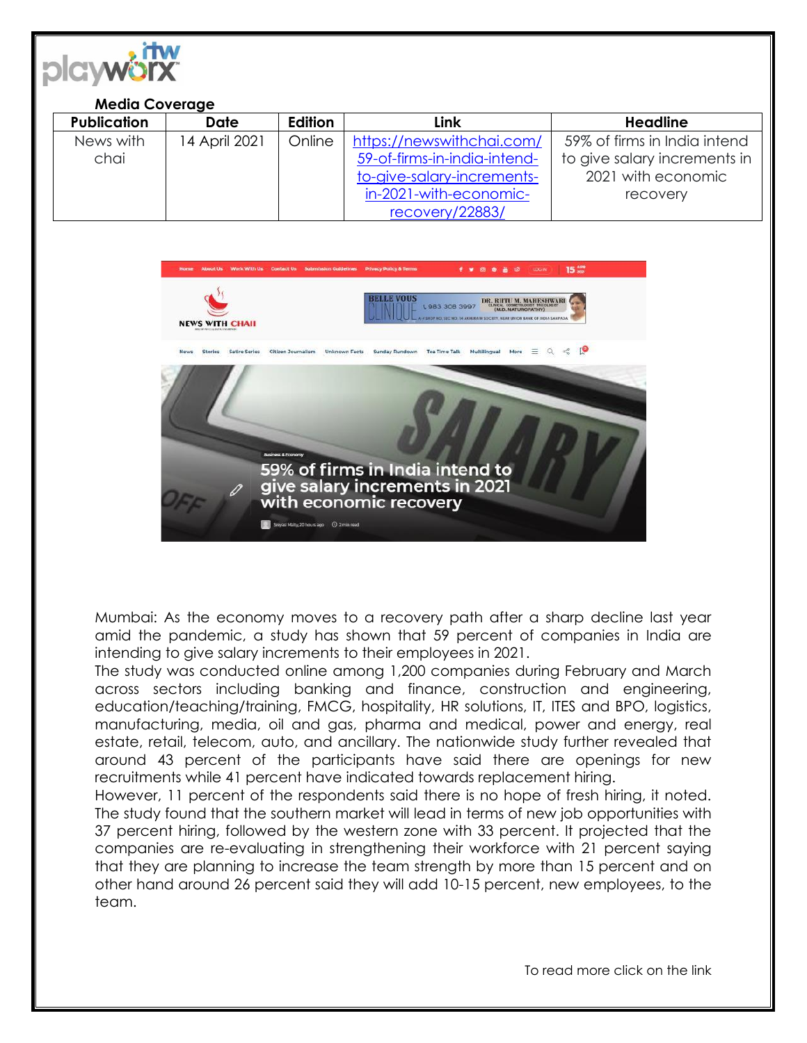**Media Coverage**

| Publication | Date | Edition | Link | Headline |
|---|---|---|---|---|
| News with chai | 14 April 2021 | Online | https://newswithchai.com/59-of-firms-in-india-intend-to-give-salary-increments-in-2021-with-economic-recovery/22883/ | 59% of firms in India intend to give salary increments in 2021 with economic recovery |

Mumbai: As the economy moves to a recovery path after a sharp decline last year amid the pandemic, a study has shown that 59 percent of companies in India are intending to give salary increments to their employees in 2021.

The study was conducted online among 1,200 companies during February and March across sectors including banking and finance, construction and engineering, education/teaching/training, FMCG, hospitality, HR solutions, IT, ITES and BPO, logistics, manufacturing, media, oil and gas, pharma and medical, power and energy, real estate, retail, telecom, auto, and ancillary. The nationwide study further revealed that around 43 percent of the participants have said there are openings for new recruitments while 41 percent have indicated towards replacement hiring.

However, 11 percent of the respondents said there is no hope of fresh hiring, it noted. The study found that the southern market will lead in terms of new job opportunities with 37 percent hiring, followed by the western zone with 33 percent. It projected that the companies are re-evaluating in strengthening their workforce with 21 percent saying that they are planning to increase the team strength by more than 15 percent and on other hand around 26 percent said they will add 10-15 percent, new employees, to the team.

To read more click on the link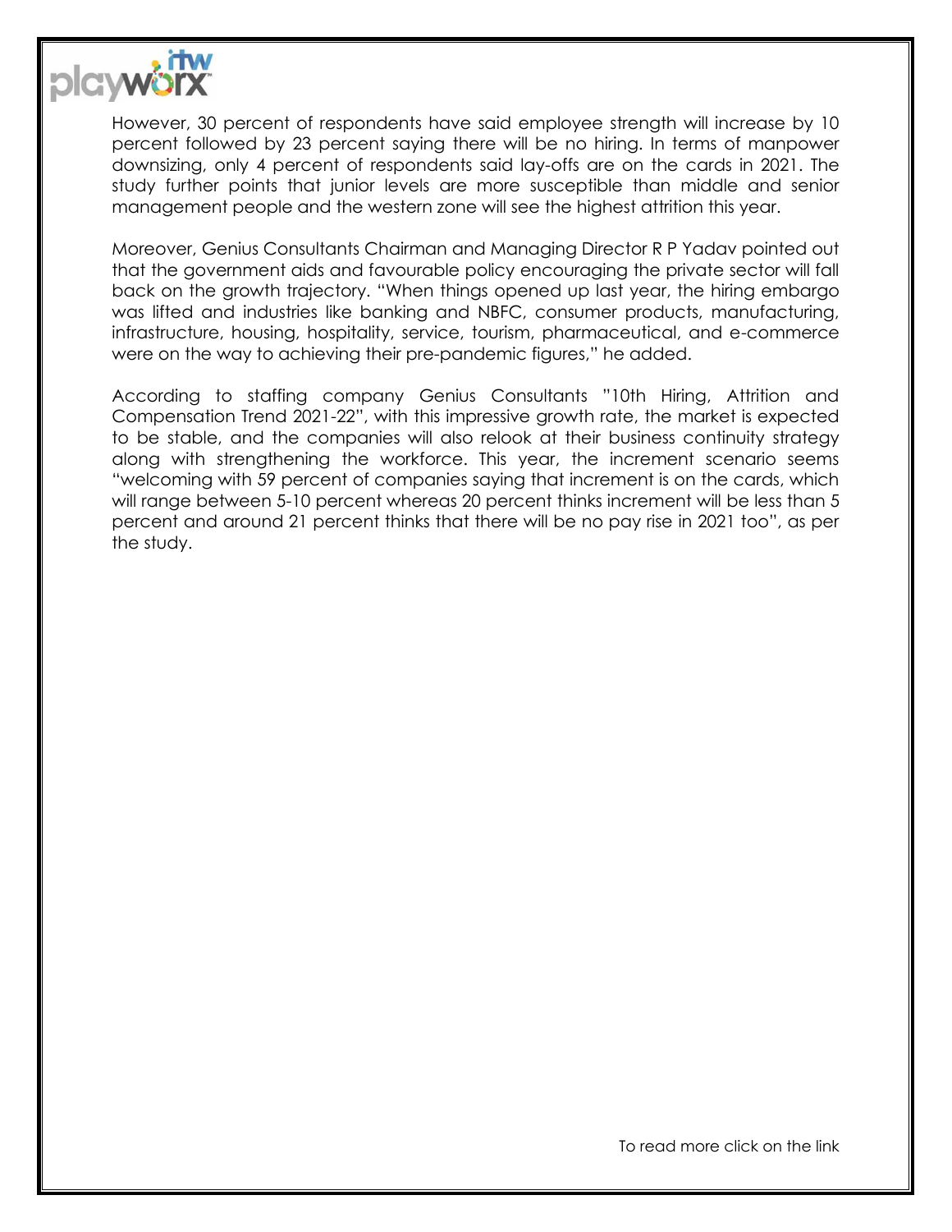However, 30 percent of respondents have said employee strength will increase by 10 percent followed by 23 percent saying there will be no hiring. In terms of manpower downsizing, only 4 percent of respondents said lay-offs are on the cards in 2021. The study further points that junior levels are more susceptible than middle and senior management people and the western zone will see the highest attrition this year.

Moreover, Genius Consultants Chairman and Managing Director R P Yadav pointed out that the government aids and favourable policy encouraging the private sector will fall back on the growth trajectory. "When things opened up last year, the hiring embargo was lifted and industries like banking and NBFC, consumer products, manufacturing, infrastructure, housing, hospitality, service, tourism, pharmaceutical, and e-commerce were on the way to achieving their pre-pandemic figures," he added.

According to staffing company Genius Consultants "10th Hiring, Attrition and Compensation Trend 2021-22", with this impressive growth rate, the market is expected to be stable, and the companies will also relook at their business continuity strategy along with strengthening the workforce. This year, the increment scenario seems "welcoming with 59 percent of companies saying that increment is on the cards, which will range between 5-10 percent whereas 20 percent thinks increment will be less than 5 percent and around 21 percent thinks that there will be no pay rise in 2021 too", as per the study.

To read more click on the link